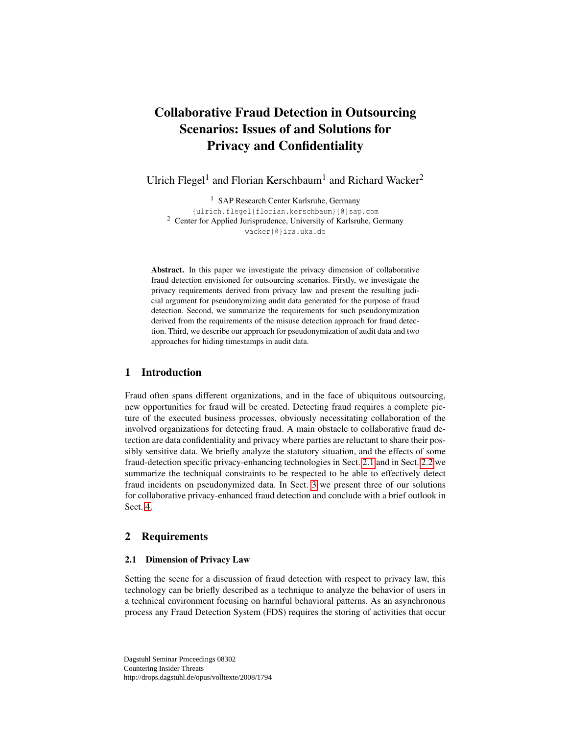# Collaborative Fraud Detection in Outsourcing Scenarios: Issues of and Solutions for Privacy and Confidentiality

Ulrich Flegel[1] and Florian Kerschbaum[1] and Richard Wacker[2]

[1] SAP Research Center Karlsruhe, Germany
{ulrich.flegel|florian.kerschbaum}{@}sap.com
[2] Center for Applied Jurisprudence, University of Karlsruhe, Germany
wacker{@}ira.uka.de

**Abstract.** In this paper we investigate the privacy dimension of collaborative fraud detection envisioned for outsourcing scenarios. Firstly, we investigate the privacy requirements derived from privacy law and present the resulting judicial argument for pseudonymizing audit data generated for the purpose of fraud detection. Second, we summarize the requirements for such pseudonymization derived from the requirements of the misuse detection approach for fraud detection. Third, we describe our approach for pseudonymization of audit data and two approaches for hiding timestamps in audit data.

## 1 Introduction

Fraud often spans different organizations, and in the face of ubiquitous outsourcing, new opportunities for fraud will be created. Detecting fraud requires a complete picture of the executed business processes, obviously necessitating collaboration of the involved organizations for detecting fraud. A main obstacle to collaborative fraud detection are data confidentiality and privacy where parties are reluctant to share their possibly sensitive data. We briefly analyze the statutory situation, and the effects of some fraud-detection specific privacy-enhancing technologies in Sect. 2.1 and in Sect. 2.2 we summarize the techniqual constraints to be respected to be able to effectively detect fraud incidents on pseudonymized data. In Sect. 3 we present three of our solutions for collaborative privacy-enhanced fraud detection and conclude with a brief outlook in Sect. 4.

## 2 Requirements

### 2.1 Dimension of Privacy Law

Setting the scene for a discussion of fraud detection with respect to privacy law, this technology can be briefly described as a technique to analyze the behavior of users in a technical environment focusing on harmful behavioral patterns. As an asynchronous process any Fraud Detection System (FDS) requires the storing of activities that occur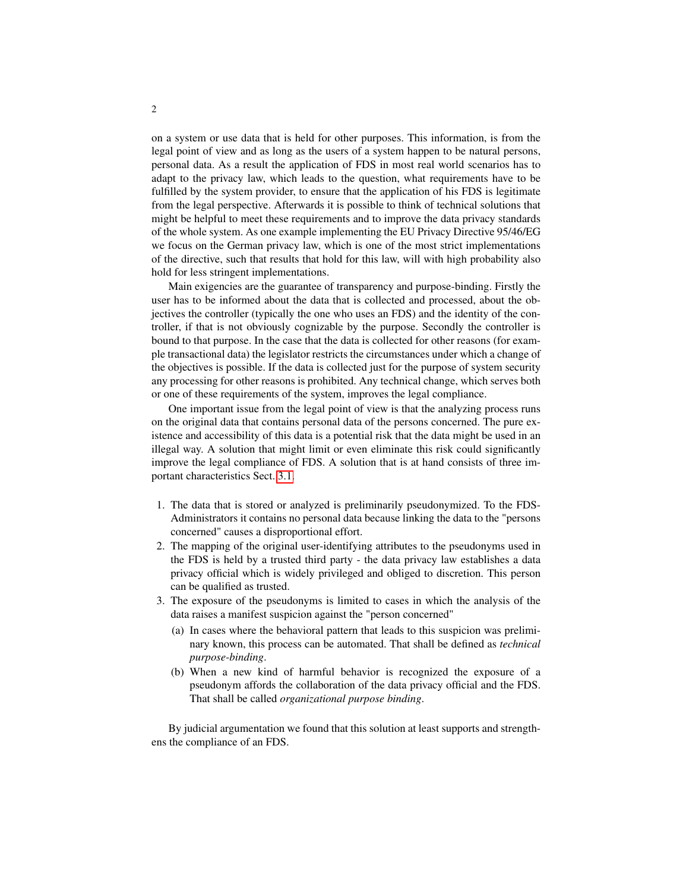on a system or use data that is held for other purposes. This information, is from the legal point of view and as long as the users of a system happen to be natural persons, personal data. As a result the application of FDS in most real world scenarios has to adapt to the privacy law, which leads to the question, what requirements have to be fulfilled by the system provider, to ensure that the application of his FDS is legitimate from the legal perspective. Afterwards it is possible to think of technical solutions that might be helpful to meet these requirements and to improve the data privacy standards of the whole system. As one example implementing the EU Privacy Directive 95/46/EG we focus on the German privacy law, which is one of the most strict implementations of the directive, such that results that hold for this law, will with high probability also hold for less stringent implementations.

Main exigencies are the guarantee of transparency and purpose-binding. Firstly the user has to be informed about the data that is collected and processed, about the objectives the controller (typically the one who uses an FDS) and the identity of the controller, if that is not obviously cognizable by the purpose. Secondly the controller is bound to that purpose. In the case that the data is collected for other reasons (for example transactional data) the legislator restricts the circumstances under which a change of the objectives is possible. If the data is collected just for the purpose of system security any processing for other reasons is prohibited. Any technical change, which serves both or one of these requirements of the system, improves the legal compliance.

One important issue from the legal point of view is that the analyzing process runs on the original data that contains personal data of the persons concerned. The pure existence and accessibility of this data is a potential risk that the data might be used in an illegal way. A solution that might limit or even eliminate this risk could significantly improve the legal compliance of FDS. A solution that is at hand consists of three important characteristics Sect. 3.1.

1. The data that is stored or analyzed is preliminarily pseudonymized. To the FDS-Administrators it contains no personal data because linking the data to the "persons concerned" causes a disproportional effort.
2. The mapping of the original user-identifying attributes to the pseudonyms used in the FDS is held by a trusted third party - the data privacy law establishes a data privacy official which is widely privileged and obliged to discretion. This person can be qualified as trusted.
3. The exposure of the pseudonyms is limited to cases in which the analysis of the data raises a manifest suspicion against the "person concerned"
   (a) In cases where the behavioral pattern that leads to this suspicion was preliminary known, this process can be automated. That shall be defined as *technical purpose-binding*.
   (b) When a new kind of harmful behavior is recognized the exposure of a pseudonym affords the collaboration of the data privacy official and the FDS. That shall be called *organizational purpose binding*.

By judicial argumentation we found that this solution at least supports and strengthens the compliance of an FDS.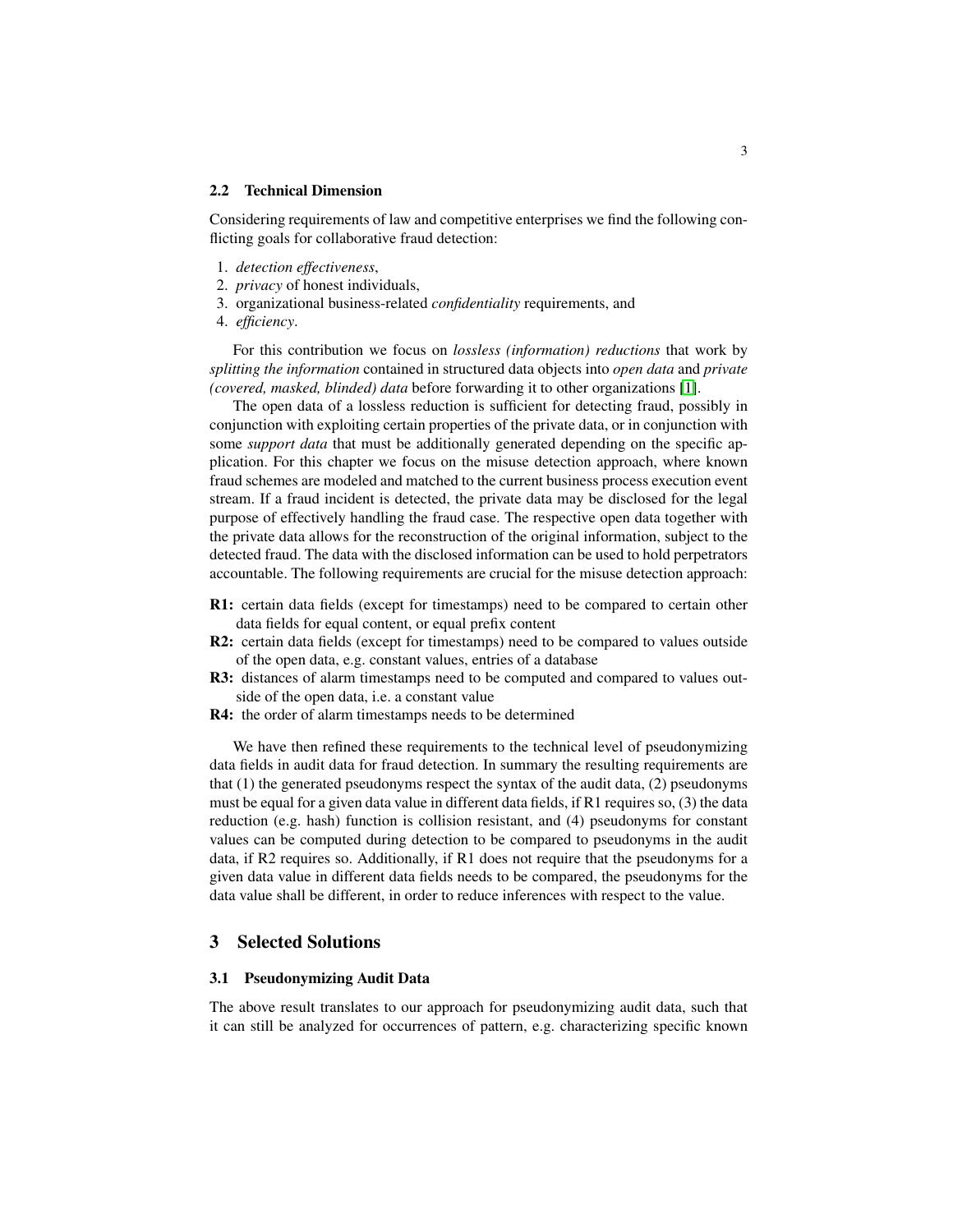### 2.2 Technical Dimension

Considering requirements of law and competitive enterprises we find the following conflicting goals for collaborative fraud detection:

1. *detection effectiveness*,
2. *privacy* of honest individuals,
3. organizational business-related *confidentiality* requirements, and
4. *efficiency*.

For this contribution we focus on *lossless (information) reductions* that work by *splitting the information* contained in structured data objects into *open data* and *private (covered, masked, blinded) data* before forwarding it to other organizations [1].

The open data of a lossless reduction is sufficient for detecting fraud, possibly in conjunction with exploiting certain properties of the private data, or in conjunction with some *support data* that must be additionally generated depending on the specific application. For this chapter we focus on the misuse detection approach, where known fraud schemes are modeled and matched to the current business process execution event stream. If a fraud incident is detected, the private data may be disclosed for the legal purpose of effectively handling the fraud case. The respective open data together with the private data allows for the reconstruction of the original information, subject to the detected fraud. The data with the disclosed information can be used to hold perpetrators accountable. The following requirements are crucial for the misuse detection approach:

- **R1:** certain data fields (except for timestamps) need to be compared to certain other data fields for equal content, or equal prefix content
- **R2:** certain data fields (except for timestamps) need to be compared to values outside of the open data, e.g. constant values, entries of a database
- **R3:** distances of alarm timestamps need to be computed and compared to values outside of the open data, i.e. a constant value
- **R4:** the order of alarm timestamps needs to be determined

We have then refined these requirements to the technical level of pseudonymizing data fields in audit data for fraud detection. In summary the resulting requirements are that (1) the generated pseudonyms respect the syntax of the audit data, (2) pseudonyms must be equal for a given data value in different data fields, if R1 requires so, (3) the data reduction (e.g. hash) function is collision resistant, and (4) pseudonyms for constant values can be computed during detection to be compared to pseudonyms in the audit data, if R2 requires so. Additionally, if R1 does not require that the pseudonyms for a given data value in different data fields needs to be compared, the pseudonyms for the data value shall be different, in order to reduce inferences with respect to the value.

## 3 Selected Solutions

### 3.1 Pseudonymizing Audit Data

The above result translates to our approach for pseudonymizing audit data, such that it can still be analyzed for occurrences of pattern, e.g. characterizing specific known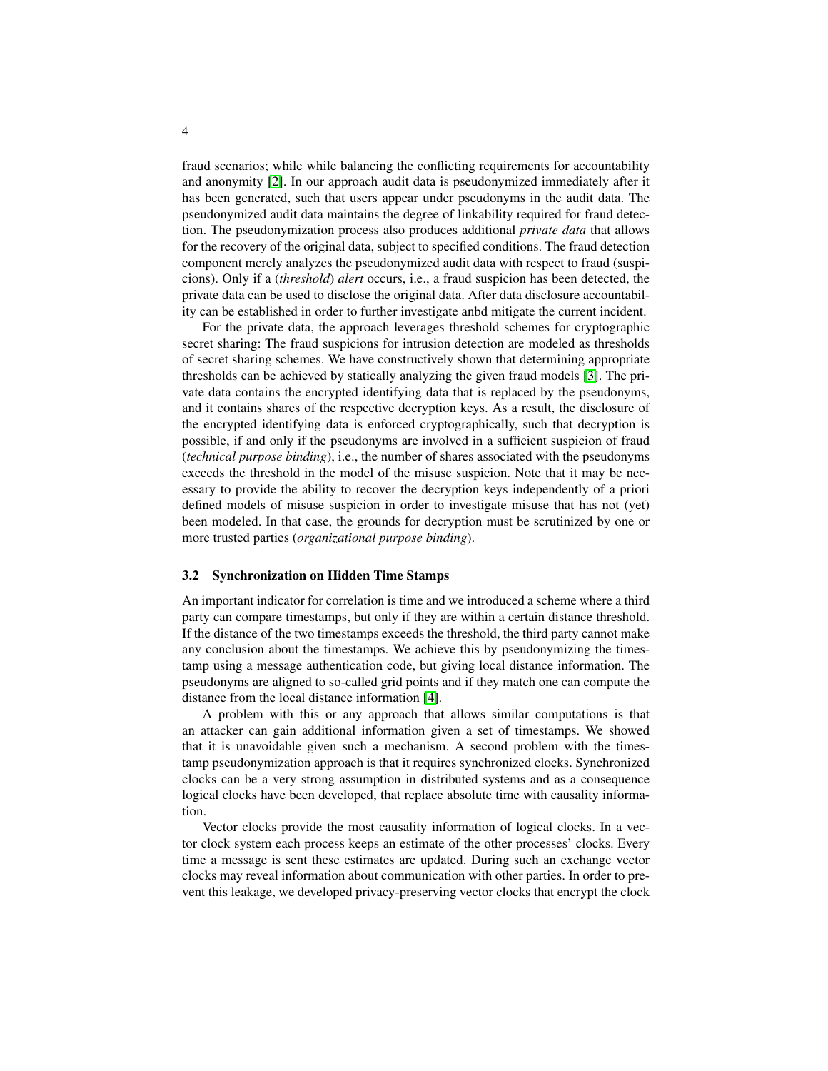fraud scenarios; while while balancing the conflicting requirements for accountability and anonymity [2]. In our approach audit data is pseudonymized immediately after it has been generated, such that users appear under pseudonyms in the audit data. The pseudonymized audit data maintains the degree of linkability required for fraud detection. The pseudonymization process also produces additional *private data* that allows for the recovery of the original data, subject to specified conditions. The fraud detection component merely analyzes the pseudonymized audit data with respect to fraud (suspicions). Only if a (*threshold*) *alert* occurs, i.e., a fraud suspicion has been detected, the private data can be used to disclose the original data. After data disclosure accountability can be established in order to further investigate anbd mitigate the current incident.

For the private data, the approach leverages threshold schemes for cryptographic secret sharing: The fraud suspicions for intrusion detection are modeled as thresholds of secret sharing schemes. We have constructively shown that determining appropriate thresholds can be achieved by statically analyzing the given fraud models [3]. The private data contains the encrypted identifying data that is replaced by the pseudonyms, and it contains shares of the respective decryption keys. As a result, the disclosure of the encrypted identifying data is enforced cryptographically, such that decryption is possible, if and only if the pseudonyms are involved in a sufficient suspicion of fraud (*technical purpose binding*), i.e., the number of shares associated with the pseudonyms exceeds the threshold in the model of the misuse suspicion. Note that it may be necessary to provide the ability to recover the decryption keys independently of a priori defined models of misuse suspicion in order to investigate misuse that has not (yet) been modeled. In that case, the grounds for decryption must be scrutinized by one or more trusted parties (*organizational purpose binding*).

### 3.2 Synchronization on Hidden Time Stamps

An important indicator for correlation is time and we introduced a scheme where a third party can compare timestamps, but only if they are within a certain distance threshold. If the distance of the two timestamps exceeds the threshold, the third party cannot make any conclusion about the timestamps. We achieve this by pseudonymizing the timestamp using a message authentication code, but giving local distance information. The pseudonyms are aligned to so-called grid points and if they match one can compute the distance from the local distance information [4].

A problem with this or any approach that allows similar computations is that an attacker can gain additional information given a set of timestamps. We showed that it is unavoidable given such a mechanism. A second problem with the timestamp pseudonymization approach is that it requires synchronized clocks. Synchronized clocks can be a very strong assumption in distributed systems and as a consequence logical clocks have been developed, that replace absolute time with causality information.

Vector clocks provide the most causality information of logical clocks. In a vector clock system each process keeps an estimate of the other processes' clocks. Every time a message is sent these estimates are updated. During such an exchange vector clocks may reveal information about communication with other parties. In order to prevent this leakage, we developed privacy-preserving vector clocks that encrypt the clock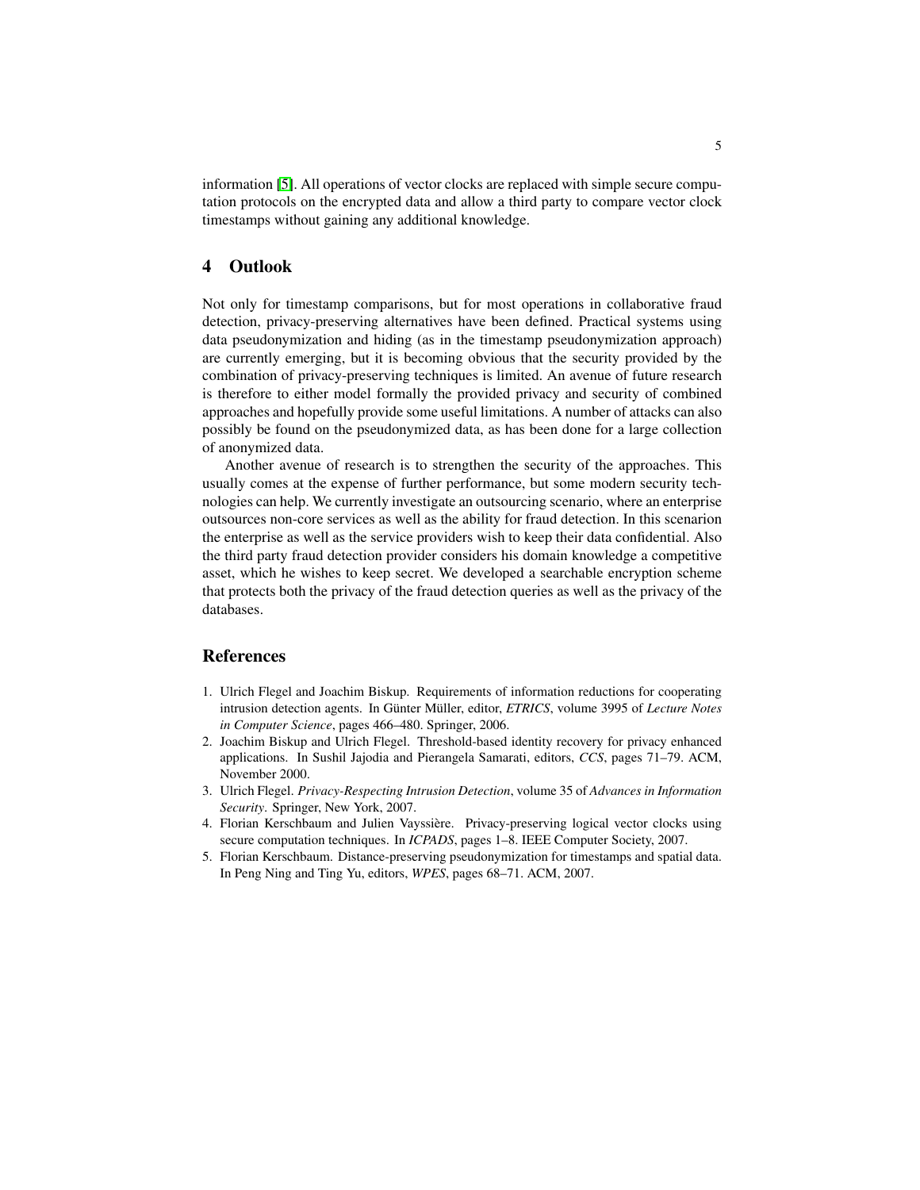information [5]. All operations of vector clocks are replaced with simple secure computation protocols on the encrypted data and allow a third party to compare vector clock timestamps without gaining any additional knowledge.

## 4 Outlook

Not only for timestamp comparisons, but for most operations in collaborative fraud detection, privacy-preserving alternatives have been defined. Practical systems using data pseudonymization and hiding (as in the timestamp pseudonymization approach) are currently emerging, but it is becoming obvious that the security provided by the combination of privacy-preserving techniques is limited. An avenue of future research is therefore to either model formally the provided privacy and security of combined approaches and hopefully provide some useful limitations. A number of attacks can also possibly be found on the pseudonymized data, as has been done for a large collection of anonymized data.

Another avenue of research is to strengthen the security of the approaches. This usually comes at the expense of further performance, but some modern security technologies can help. We currently investigate an outsourcing scenario, where an enterprise outsources non-core services as well as the ability for fraud detection. In this scenarion the enterprise as well as the service providers wish to keep their data confidential. Also the third party fraud detection provider considers his domain knowledge a competitive asset, which he wishes to keep secret. We developed a searchable encryption scheme that protects both the privacy of the fraud detection queries as well as the privacy of the databases.

## References

1. Ulrich Flegel and Joachim Biskup. Requirements of information reductions for cooperating intrusion detection agents. In Günter Müller, editor, *ETRICS*, volume 3995 of *Lecture Notes in Computer Science*, pages 466–480. Springer, 2006.
2. Joachim Biskup and Ulrich Flegel. Threshold-based identity recovery for privacy enhanced applications. In Sushil Jajodia and Pierangela Samarati, editors, *CCS*, pages 71–79. ACM, November 2000.
3. Ulrich Flegel. *Privacy-Respecting Intrusion Detection*, volume 35 of *Advances in Information Security*. Springer, New York, 2007.
4. Florian Kerschbaum and Julien Vayssière. Privacy-preserving logical vector clocks using secure computation techniques. In *ICPADS*, pages 1–8. IEEE Computer Society, 2007.
5. Florian Kerschbaum. Distance-preserving pseudonymization for timestamps and spatial data. In Peng Ning and Ting Yu, editors, *WPES*, pages 68–71. ACM, 2007.